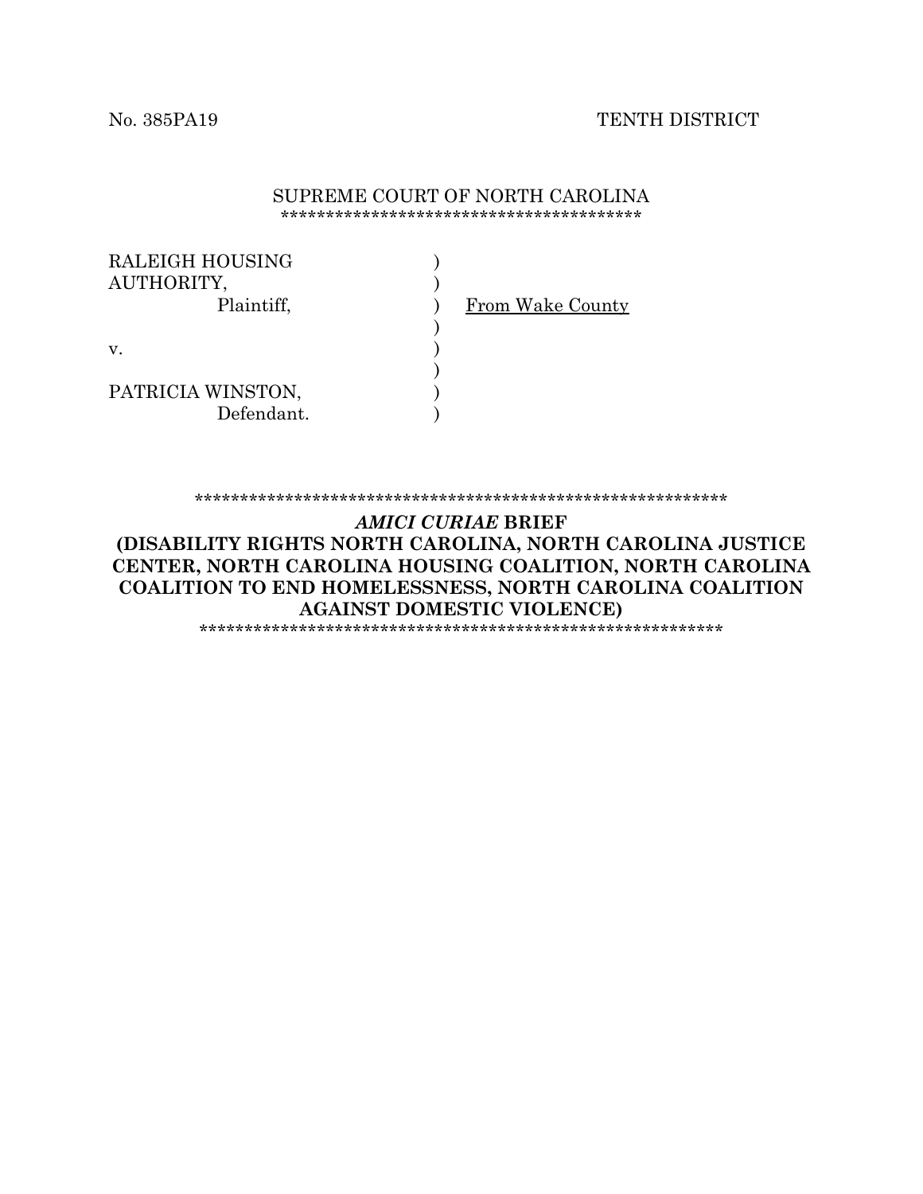No. 385PA19 TENTH DISTRICT

SUPREME COURT OF NORTH CAROLINA

****************************************

| | | |
|---|---|---|
| RALEIGH HOUSING AUTHORITY, | ) | |
| Plaintiff, | ) | From Wake County |
| | ) | |
| v. | ) | |
| | ) | |
| PATRICIA WINSTON, | ) | |
| Defendant. | ) | |

************************************************************

***AMICI CURIAE* BRIEF**

**(DISABILITY RIGHTS NORTH CAROLINA, NORTH CAROLINA JUSTICE CENTER, NORTH CAROLINA HOUSING COALITION, NORTH CAROLINA COALITION TO END HOMELESSNESS, NORTH CAROLINA COALITION AGAINST DOMESTIC VIOLENCE)**

************************************************************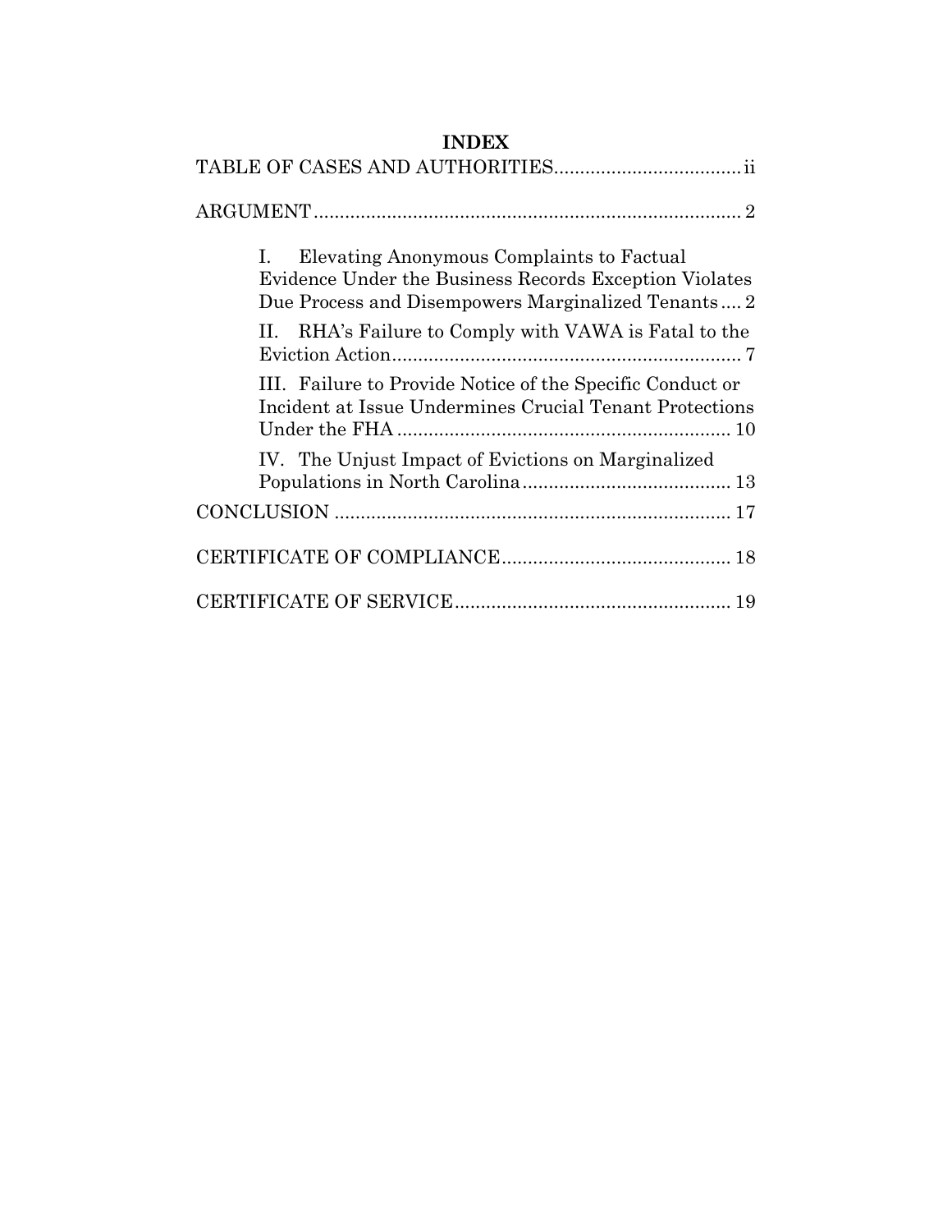# INDEX

TABLE OF CASES AND AUTHORITIES .................................... ii

ARGUMENT ................................................................................. 2

- I. Elevating Anonymous Complaints to Factual Evidence Under the Business Records Exception Violates Due Process and Disempowers Marginalized Tenants .... 2
- II. RHA's Failure to Comply with VAWA is Fatal to the Eviction Action .................................................................... 7
- III. Failure to Provide Notice of the Specific Conduct or Incident at Issue Undermines Crucial Tenant Protections Under the FHA ................................................................ 10
- IV. The Unjust Impact of Evictions on Marginalized Populations in North Carolina ........................................ 13

CONCLUSION ........................................................................... 17

CERTIFICATE OF COMPLIANCE ............................................ 18

CERTIFICATE OF SERVICE .................................................... 19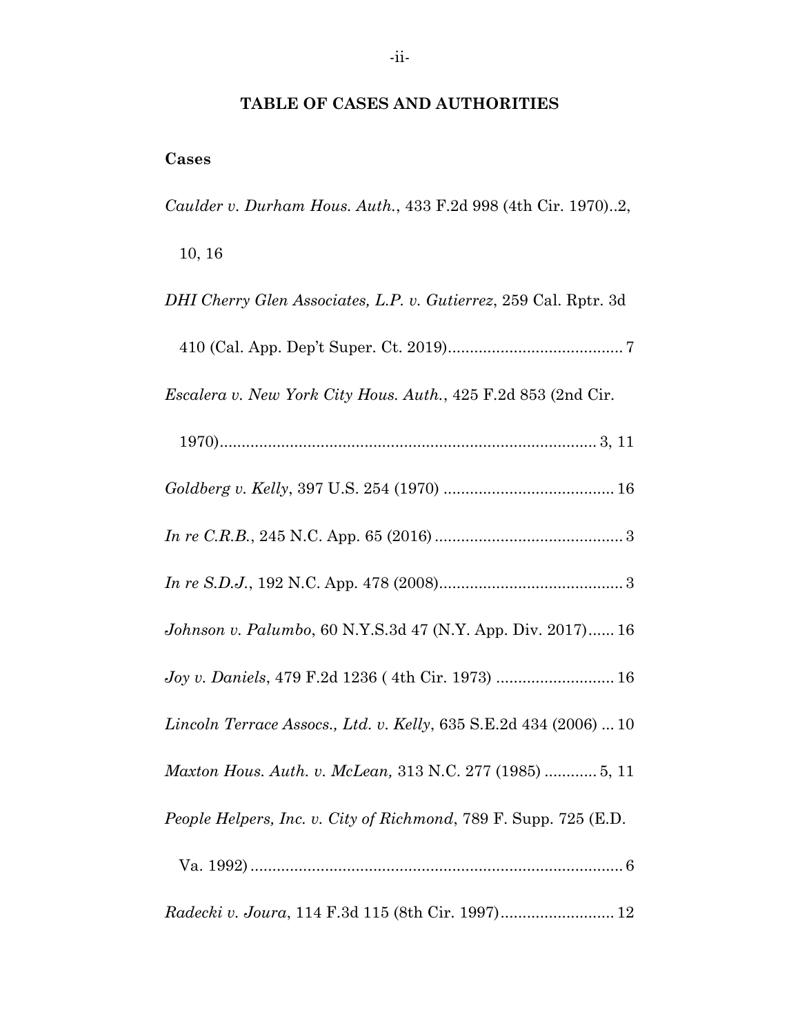## TABLE OF CASES AND AUTHORITIES

### Cases

*Caulder v. Durham Hous. Auth.*, 433 F.2d 998 (4th Cir. 1970)..2, 10, 16

*DHI Cherry Glen Associates, L.P. v. Gutierrez*, 259 Cal. Rptr. 3d 410 (Cal. App. Dep't Super. Ct. 2019)........................................ 7

*Escalera v. New York City Hous. Auth.*, 425 F.2d 853 (2nd Cir. 1970)...................................................................................... 3, 11

*Goldberg v. Kelly*, 397 U.S. 254 (1970) ....................................... 16

*In re C.R.B.*, 245 N.C. App. 65 (2016) ........................................... 3

*In re S.D.J.*, 192 N.C. App. 478 (2008).......................................... 3

*Johnson v. Palumbo*, 60 N.Y.S.3d 47 (N.Y. App. Div. 2017)...... 16

*Joy v. Daniels*, 479 F.2d 1236 ( 4th Cir. 1973) ........................... 16

*Lincoln Terrace Assocs., Ltd. v. Kelly*, 635 S.E.2d 434 (2006) ... 10

*Maxton Hous. Auth. v. McLean,* 313 N.C. 277 (1985) ............ 5, 11

*People Helpers, Inc. v. City of Richmond*, 789 F. Supp. 725 (E.D. Va. 1992) ...................................................................................... 6

*Radecki v. Joura*, 114 F.3d 115 (8th Cir. 1997).......................... 12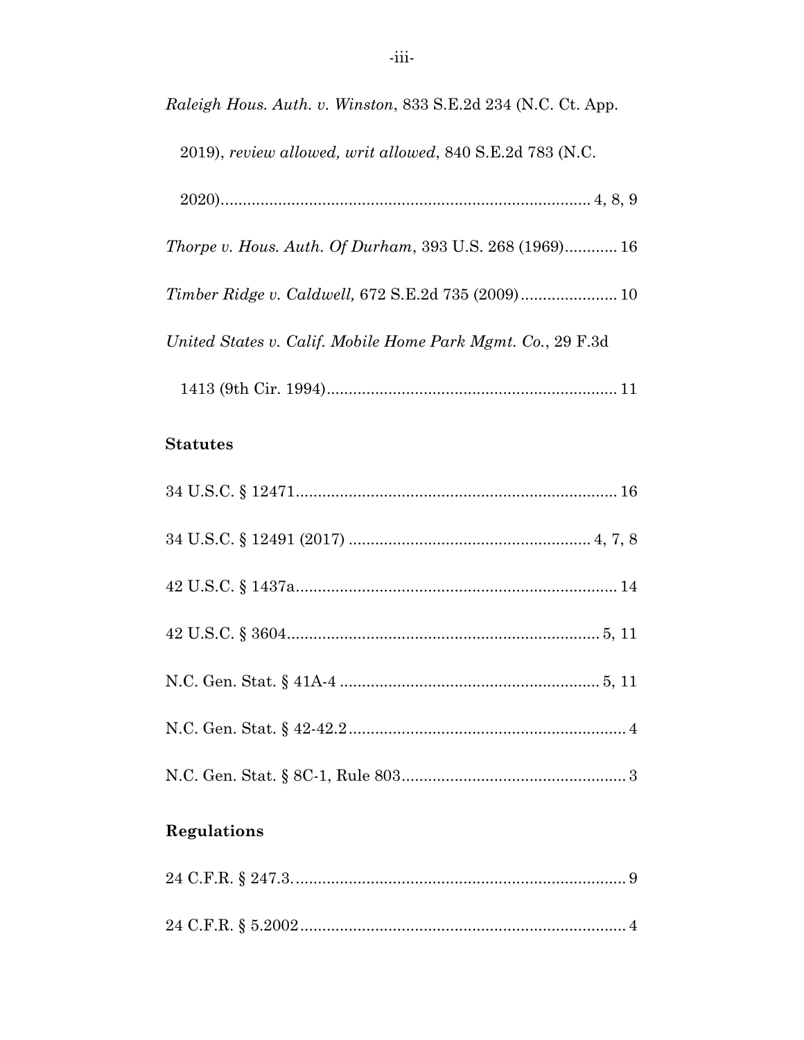*Raleigh Hous. Auth. v. Winston*, 833 S.E.2d 234 (N.C. Ct. App. 2019), *review allowed, writ allowed*, 840 S.E.2d 783 (N.C. 2020).................................................................................... 4, 8, 9

*Thorpe v. Hous. Auth. Of Durham*, 393 U.S. 268 (1969)............ 16

*Timber Ridge v. Caldwell,* 672 S.E.2d 735 (2009)...................... 10

*United States v. Calif. Mobile Home Park Mgmt. Co.*, 29 F.3d 1413 (9th Cir. 1994).................................................................. 11

**Statutes**

34 U.S.C. § 12471......................................................................... 16

34 U.S.C. § 12491 (2017) ....................................................... 4, 7, 8

42 U.S.C. § 1437a......................................................................... 14

42 U.S.C. § 3604....................................................................... 5, 11

N.C. Gen. Stat. § 41A-4 ........................................................... 5, 11

N.C. Gen. Stat. § 42-42.2............................................................... 4

N.C. Gen. Stat. § 8C-1, Rule 803................................................... 3

**Regulations**

24 C.F.R. § 247.3............................................................................ 9

24 C.F.R. § 5.2002.......................................................................... 4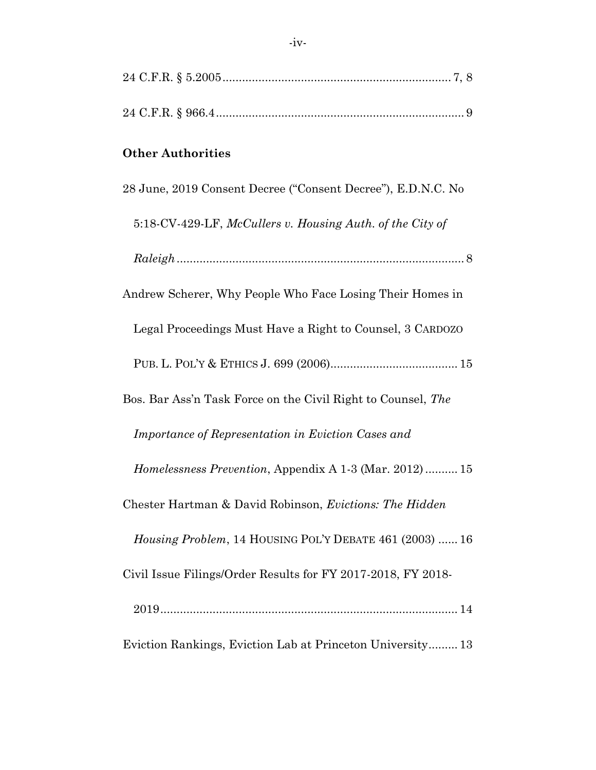24 C.F.R. § 5.2005 ...................................................................... 7, 8

24 C.F.R. § 966.4 ............................................................................ 9

**Other Authorities**

28 June, 2019 Consent Decree ("Consent Decree"), E.D.N.C. No 5:18-CV-429-LF, *McCullers v. Housing Auth. of the City of Raleigh* ........................................................................................ 8

Andrew Scherer, Why People Who Face Losing Their Homes in Legal Proceedings Must Have a Right to Counsel, 3 CARDOZO PUB. L. POL'Y & ETHICS J. 699 (2006) ....................................... 15

Bos. Bar Ass'n Task Force on the Civil Right to Counsel, *The Importance of Representation in Eviction Cases and Homelessness Prevention*, Appendix A 1-3 (Mar. 2012) .......... 15

Chester Hartman & David Robinson, *Evictions: The Hidden Housing Problem*, 14 HOUSING POL'Y DEBATE 461 (2003) ...... 16

Civil Issue Filings/Order Results for FY 2017-2018, FY 2018-2019 ........................................................................................... 14

Eviction Rankings, Eviction Lab at Princeton University......... 13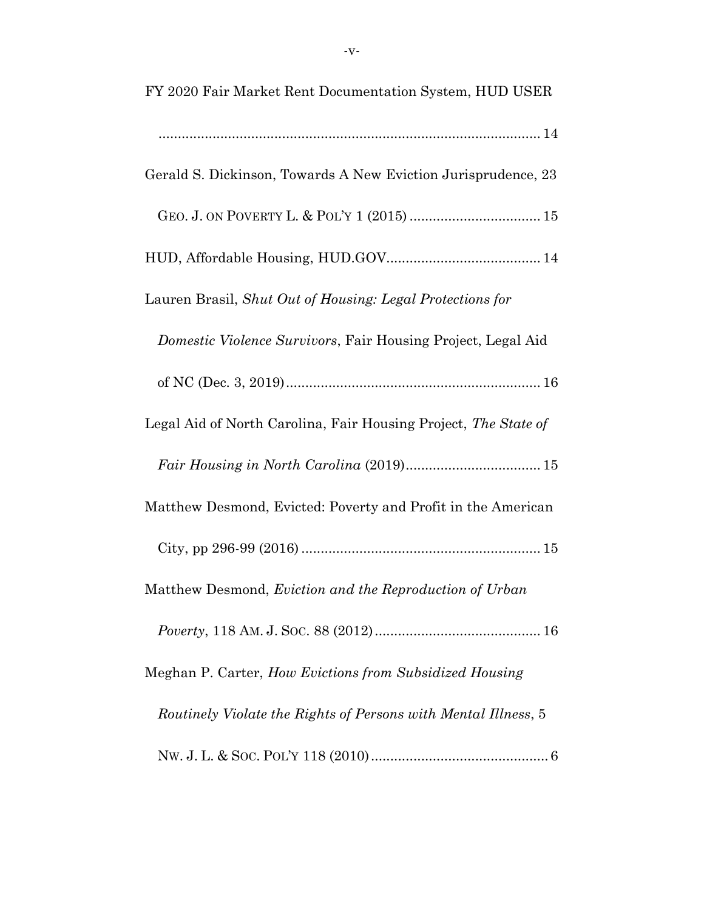FY 2020 Fair Market Rent Documentation System, HUD USER .................................................................................................... 14

Gerald S. Dickinson, Towards A New Eviction Jurisprudence, 23 GEO. J. ON POVERTY L. & POL'Y 1 (2015) .................................. 15

HUD, Affordable Housing, HUD.GOV........................................ 14

Lauren Brasil, *Shut Out of Housing: Legal Protections for Domestic Violence Survivors*, Fair Housing Project, Legal Aid of NC (Dec. 3, 2019).................................................................. 16

Legal Aid of North Carolina, Fair Housing Project, *The State of Fair Housing in North Carolina* (2019)................................... 15

Matthew Desmond, Evicted: Poverty and Profit in the American City, pp 296-99 (2016) .............................................................. 15

Matthew Desmond, *Eviction and the Reproduction of Urban Poverty*, 118 AM. J. SOC. 88 (2012)........................................... 16

Meghan P. Carter, *How Evictions from Subsidized Housing Routinely Violate the Rights of Persons with Mental Illness*, 5 NW. J. L. & SOC. POL'Y 118 (2010).............................................. 6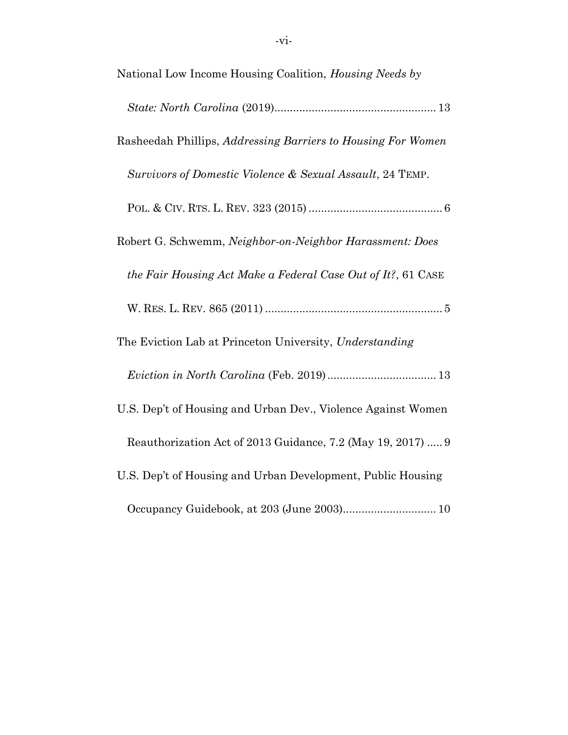National Low Income Housing Coalition, *Housing Needs by State: North Carolina* (2019).................................................... 13

Rasheedah Phillips, *Addressing Barriers to Housing For Women Survivors of Domestic Violence & Sexual Assault*, 24 TEMP. POL. & CIV. RTS. L. REV. 323 (2015) .......................................... 6

Robert G. Schwemm, *Neighbor-on-Neighbor Harassment: Does the Fair Housing Act Make a Federal Case Out of It?*, 61 CASE W. RES. L. REV. 865 (2011) ......................................................... 5

The Eviction Lab at Princeton University, *Understanding Eviction in North Carolina* (Feb. 2019) .................................. 13

U.S. Dep't of Housing and Urban Dev., Violence Against Women Reauthorization Act of 2013 Guidance, 7.2 (May 19, 2017) ..... 9

U.S. Dep't of Housing and Urban Development, Public Housing Occupancy Guidebook, at 203 (June 2003)............................. 10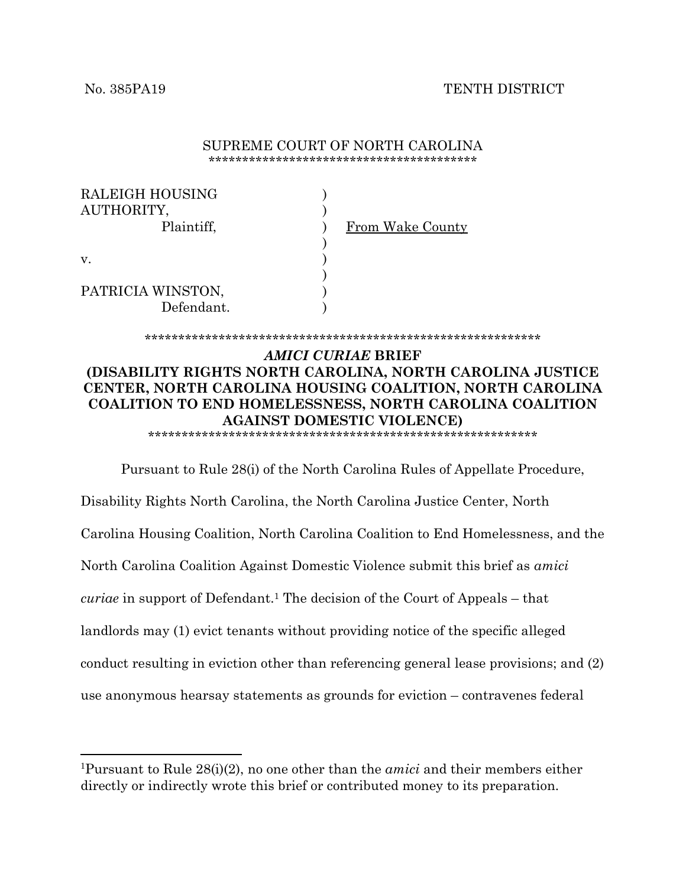No. 385PA19 TENTH DISTRICT

SUPREME COURT OF NORTH CAROLINA

****************************************

| | | |
|---|---|---|
| RALEIGH HOUSING AUTHORITY, | ) | |
| Plaintiff, | ) | From Wake County |
| v. | ) | |
| PATRICIA WINSTON, | ) | |
| Defendant. | ) | |

************************************************************

***AMICI CURIAE* BRIEF**
**(DISABILITY RIGHTS NORTH CAROLINA, NORTH CAROLINA JUSTICE CENTER, NORTH CAROLINA HOUSING COALITION, NORTH CAROLINA COALITION TO END HOMELESSNESS, NORTH CAROLINA COALITION AGAINST DOMESTIC VIOLENCE)**

************************************************************

Pursuant to Rule 28(i) of the North Carolina Rules of Appellate Procedure, Disability Rights North Carolina, the North Carolina Justice Center, North Carolina Housing Coalition, North Carolina Coalition to End Homelessness, and the North Carolina Coalition Against Domestic Violence submit this brief as *amici curiae* in support of Defendant.[1] The decision of the Court of Appeals – that landlords may (1) evict tenants without providing notice of the specific alleged conduct resulting in eviction other than referencing general lease provisions; and (2) use anonymous hearsay statements as grounds for eviction – contravenes federal

[1]Pursuant to Rule 28(i)(2), no one other than the *amici* and their members either directly or indirectly wrote this brief or contributed money to its preparation.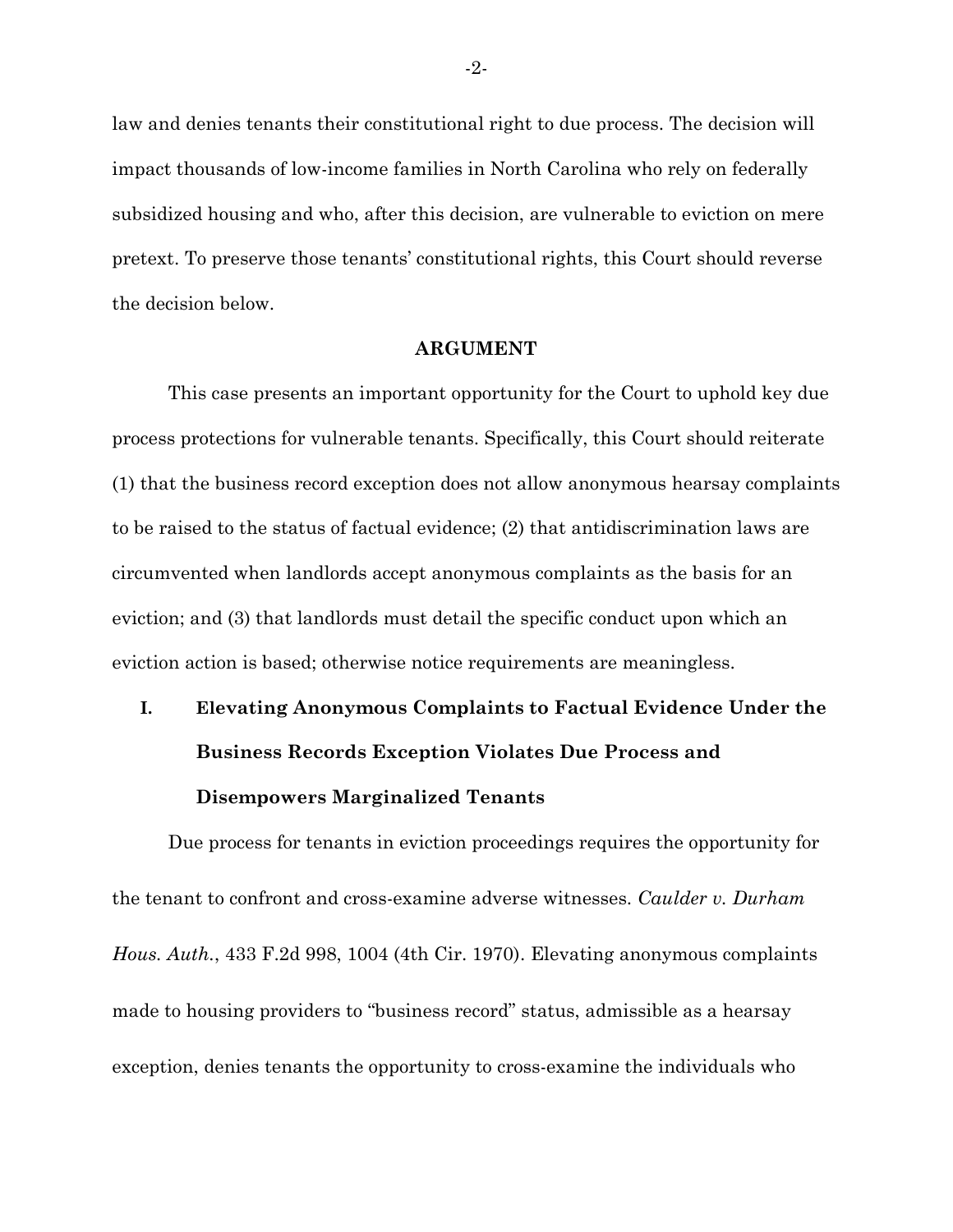law and denies tenants their constitutional right to due process. The decision will impact thousands of low-income families in North Carolina who rely on federally subsidized housing and who, after this decision, are vulnerable to eviction on mere pretext. To preserve those tenants' constitutional rights, this Court should reverse the decision below.

## ARGUMENT

This case presents an important opportunity for the Court to uphold key due process protections for vulnerable tenants. Specifically, this Court should reiterate (1) that the business record exception does not allow anonymous hearsay complaints to be raised to the status of factual evidence; (2) that antidiscrimination laws are circumvented when landlords accept anonymous complaints as the basis for an eviction; and (3) that landlords must detail the specific conduct upon which an eviction action is based; otherwise notice requirements are meaningless.

### I. Elevating Anonymous Complaints to Factual Evidence Under the Business Records Exception Violates Due Process and Disempowers Marginalized Tenants

Due process for tenants in eviction proceedings requires the opportunity for the tenant to confront and cross-examine adverse witnesses. *Caulder v. Durham Hous. Auth.*, 433 F.2d 998, 1004 (4th Cir. 1970). Elevating anonymous complaints made to housing providers to "business record" status, admissible as a hearsay exception, denies tenants the opportunity to cross-examine the individuals who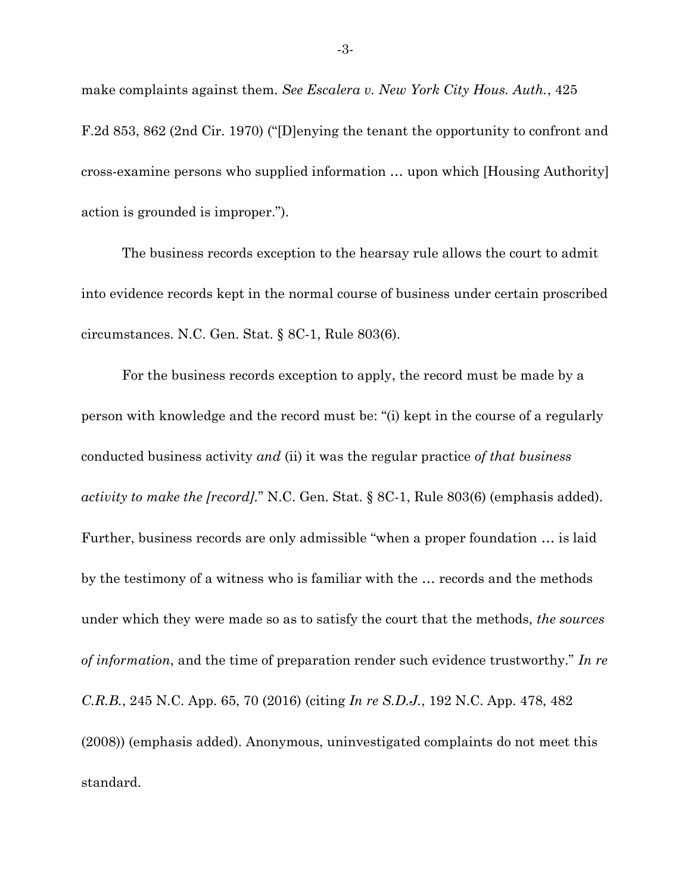make complaints against them. *See Escalera v. New York City Hous. Auth.*, 425 F.2d 853, 862 (2nd Cir. 1970) ("[D]enying the tenant the opportunity to confront and cross-examine persons who supplied information … upon which [Housing Authority] action is grounded is improper.").

The business records exception to the hearsay rule allows the court to admit into evidence records kept in the normal course of business under certain proscribed circumstances. N.C. Gen. Stat. § 8C-1, Rule 803(6).

For the business records exception to apply, the record must be made by a person with knowledge and the record must be: "(i) kept in the course of a regularly conducted business activity *and* (ii) it was the regular practice *of that business activity to make the [record].*" N.C. Gen. Stat. § 8C-1, Rule 803(6) (emphasis added). Further, business records are only admissible "when a proper foundation … is laid by the testimony of a witness who is familiar with the … records and the methods under which they were made so as to satisfy the court that the methods, *the sources of information*, and the time of preparation render such evidence trustworthy." *In re C.R.B.*, 245 N.C. App. 65, 70 (2016) (citing *In re S.D.J.*, 192 N.C. App. 478, 482 (2008)) (emphasis added). Anonymous, uninvestigated complaints do not meet this standard.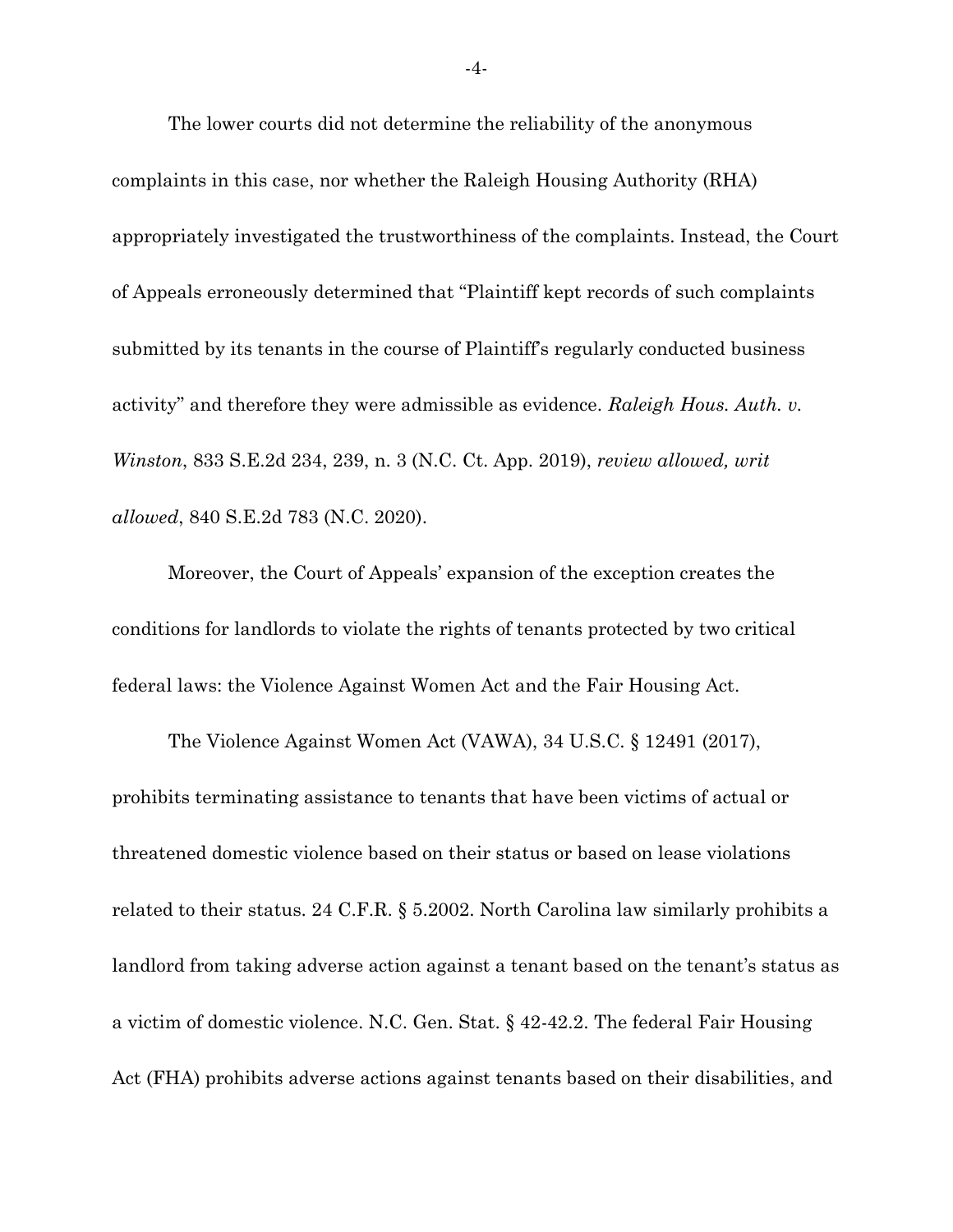The lower courts did not determine the reliability of the anonymous complaints in this case, nor whether the Raleigh Housing Authority (RHA) appropriately investigated the trustworthiness of the complaints. Instead, the Court of Appeals erroneously determined that "Plaintiff kept records of such complaints submitted by its tenants in the course of Plaintiff's regularly conducted business activity" and therefore they were admissible as evidence. *Raleigh Hous. Auth. v. Winston*, 833 S.E.2d 234, 239, n. 3 (N.C. Ct. App. 2019), *review allowed, writ allowed*, 840 S.E.2d 783 (N.C. 2020).

Moreover, the Court of Appeals' expansion of the exception creates the conditions for landlords to violate the rights of tenants protected by two critical federal laws: the Violence Against Women Act and the Fair Housing Act.

The Violence Against Women Act (VAWA), 34 U.S.C. § 12491 (2017), prohibits terminating assistance to tenants that have been victims of actual or threatened domestic violence based on their status or based on lease violations related to their status. 24 C.F.R. § 5.2002. North Carolina law similarly prohibits a landlord from taking adverse action against a tenant based on the tenant's status as a victim of domestic violence. N.C. Gen. Stat. § 42-42.2. The federal Fair Housing Act (FHA) prohibits adverse actions against tenants based on their disabilities, and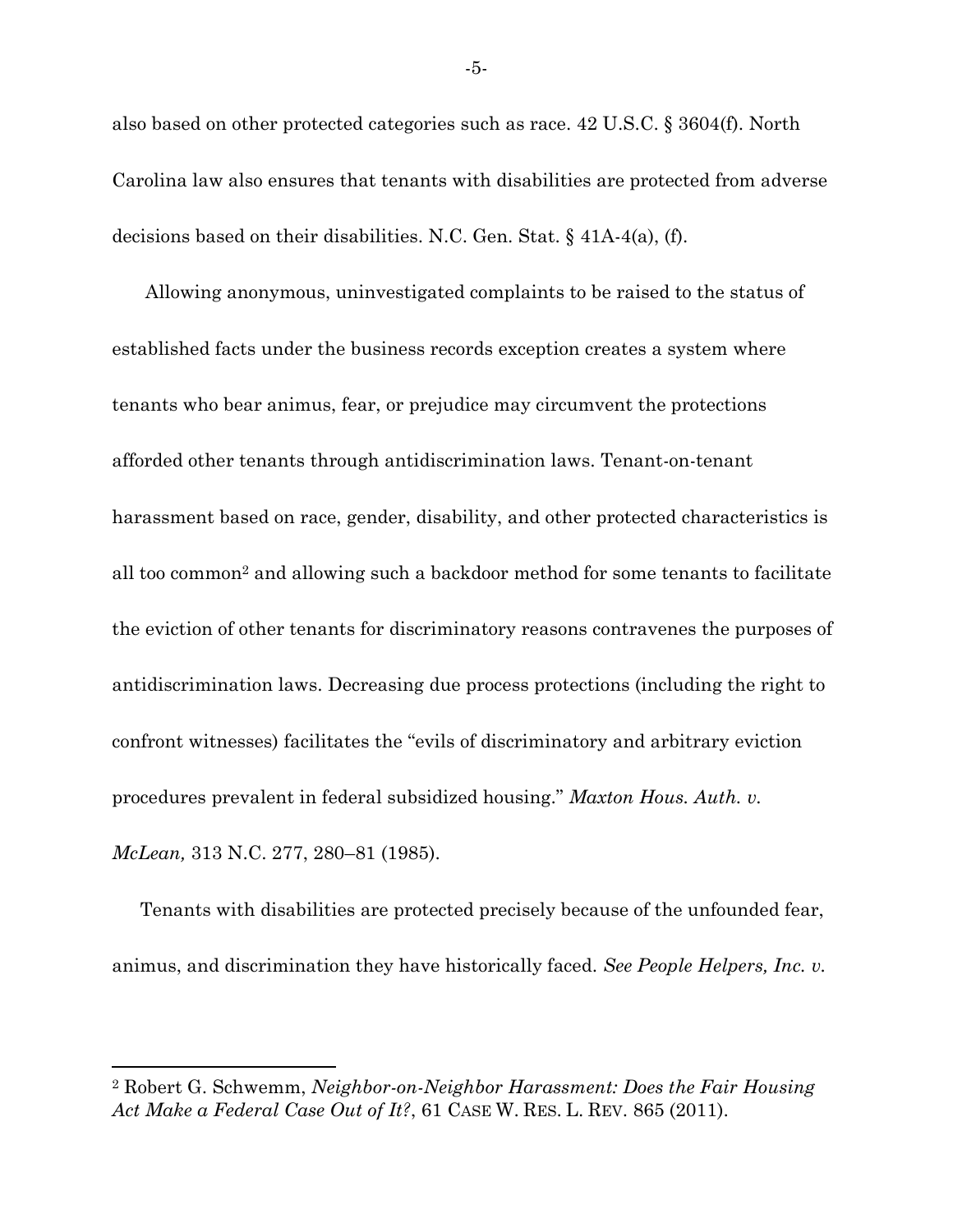also based on other protected categories such as race. 42 U.S.C. § 3604(f). North Carolina law also ensures that tenants with disabilities are protected from adverse decisions based on their disabilities. N.C. Gen. Stat. § 41A-4(a), (f).

Allowing anonymous, uninvestigated complaints to be raised to the status of established facts under the business records exception creates a system where tenants who bear animus, fear, or prejudice may circumvent the protections afforded other tenants through antidiscrimination laws. Tenant-on-tenant harassment based on race, gender, disability, and other protected characteristics is all too common[2] and allowing such a backdoor method for some tenants to facilitate the eviction of other tenants for discriminatory reasons contravenes the purposes of antidiscrimination laws. Decreasing due process protections (including the right to confront witnesses) facilitates the "evils of discriminatory and arbitrary eviction procedures prevalent in federal subsidized housing." *Maxton Hous. Auth. v. McLean,* 313 N.C. 277, 280–81 (1985).

Tenants with disabilities are protected precisely because of the unfounded fear, animus, and discrimination they have historically faced. *See People Helpers, Inc. v.*

---

[2] Robert G. Schwemm, *Neighbor-on-Neighbor Harassment: Does the Fair Housing Act Make a Federal Case Out of It?*, 61 CASE W. RES. L. REV. 865 (2011).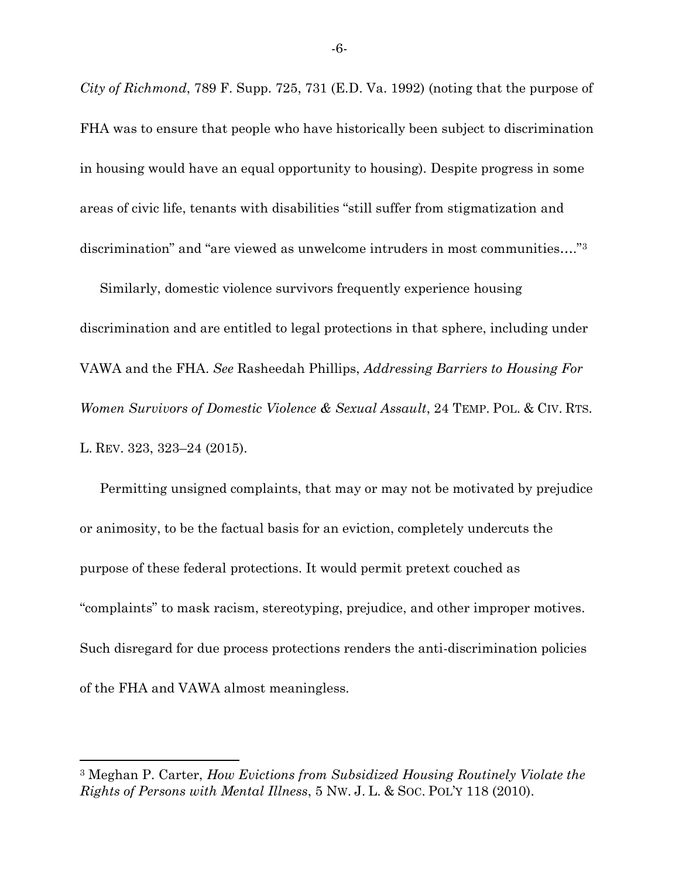*City of Richmond*, 789 F. Supp. 725, 731 (E.D. Va. 1992) (noting that the purpose of FHA was to ensure that people who have historically been subject to discrimination in housing would have an equal opportunity to housing). Despite progress in some areas of civic life, tenants with disabilities "still suffer from stigmatization and discrimination" and "are viewed as unwelcome intruders in most communities…."[3]

Similarly, domestic violence survivors frequently experience housing discrimination and are entitled to legal protections in that sphere, including under VAWA and the FHA. *See* Rasheedah Phillips, *Addressing Barriers to Housing For Women Survivors of Domestic Violence & Sexual Assault*, 24 TEMP. POL. & CIV. RTS. L. REV. 323, 323–24 (2015).

Permitting unsigned complaints, that may or may not be motivated by prejudice or animosity, to be the factual basis for an eviction, completely undercuts the purpose of these federal protections. It would permit pretext couched as "complaints" to mask racism, stereotyping, prejudice, and other improper motives. Such disregard for due process protections renders the anti-discrimination policies of the FHA and VAWA almost meaningless.

---

[3] Meghan P. Carter, *How Evictions from Subsidized Housing Routinely Violate the Rights of Persons with Mental Illness*, 5 NW. J. L. & SOC. POL'Y 118 (2010).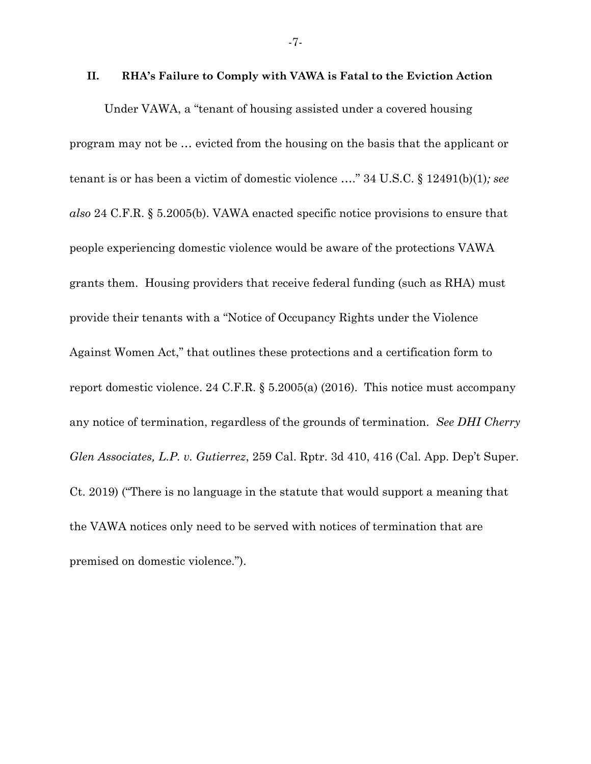## II. RHA's Failure to Comply with VAWA is Fatal to the Eviction Action

Under VAWA, a "tenant of housing assisted under a covered housing program may not be … evicted from the housing on the basis that the applicant or tenant is or has been a victim of domestic violence …." 34 U.S.C. § 12491(b)(1)*; see also* 24 C.F.R. § 5.2005(b). VAWA enacted specific notice provisions to ensure that people experiencing domestic violence would be aware of the protections VAWA grants them. Housing providers that receive federal funding (such as RHA) must provide their tenants with a "Notice of Occupancy Rights under the Violence Against Women Act," that outlines these protections and a certification form to report domestic violence. 24 C.F.R. § 5.2005(a) (2016). This notice must accompany any notice of termination, regardless of the grounds of termination. *See DHI Cherry Glen Associates, L.P. v. Gutierrez*, 259 Cal. Rptr. 3d 410, 416 (Cal. App. Dep't Super. Ct. 2019) ("There is no language in the statute that would support a meaning that the VAWA notices only need to be served with notices of termination that are premised on domestic violence.").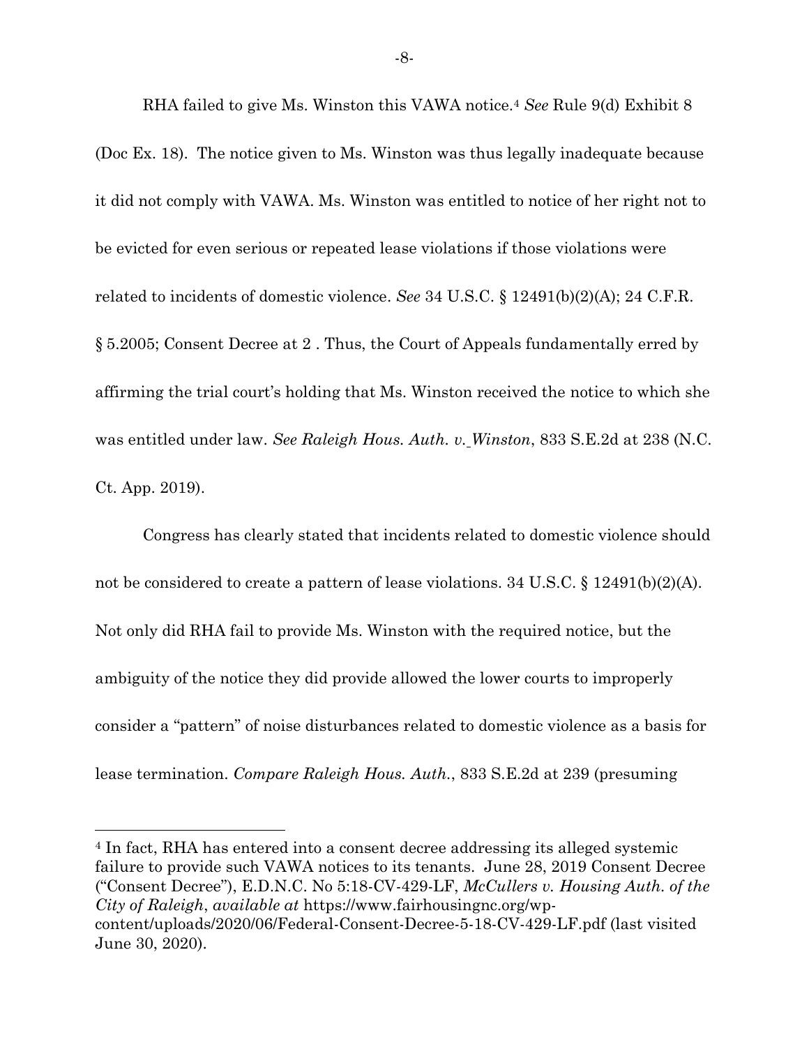RHA failed to give Ms. Winston this VAWA notice.[4] *See* Rule 9(d) Exhibit 8 (Doc Ex. 18). The notice given to Ms. Winston was thus legally inadequate because it did not comply with VAWA. Ms. Winston was entitled to notice of her right not to be evicted for even serious or repeated lease violations if those violations were related to incidents of domestic violence. *See* 34 U.S.C. § 12491(b)(2)(A); 24 C.F.R. § 5.2005; Consent Decree at 2 . Thus, the Court of Appeals fundamentally erred by affirming the trial court's holding that Ms. Winston received the notice to which she was entitled under law. *See Raleigh Hous. Auth. v. Winston*, 833 S.E.2d at 238 (N.C. Ct. App. 2019).

Congress has clearly stated that incidents related to domestic violence should not be considered to create a pattern of lease violations. 34 U.S.C. § 12491(b)(2)(A). Not only did RHA fail to provide Ms. Winston with the required notice, but the ambiguity of the notice they did provide allowed the lower courts to improperly consider a "pattern" of noise disturbances related to domestic violence as a basis for lease termination. *Compare Raleigh Hous. Auth.*, 833 S.E.2d at 239 (presuming

---

[4] In fact, RHA has entered into a consent decree addressing its alleged systemic failure to provide such VAWA notices to its tenants. June 28, 2019 Consent Decree ("Consent Decree"), E.D.N.C. No 5:18-CV-429-LF, *McCullers v. Housing Auth. of the City of Raleigh*, *available at* https://www.fairhousingnc.org/wp-content/uploads/2020/06/Federal-Consent-Decree-5-18-CV-429-LF.pdf (last visited June 30, 2020).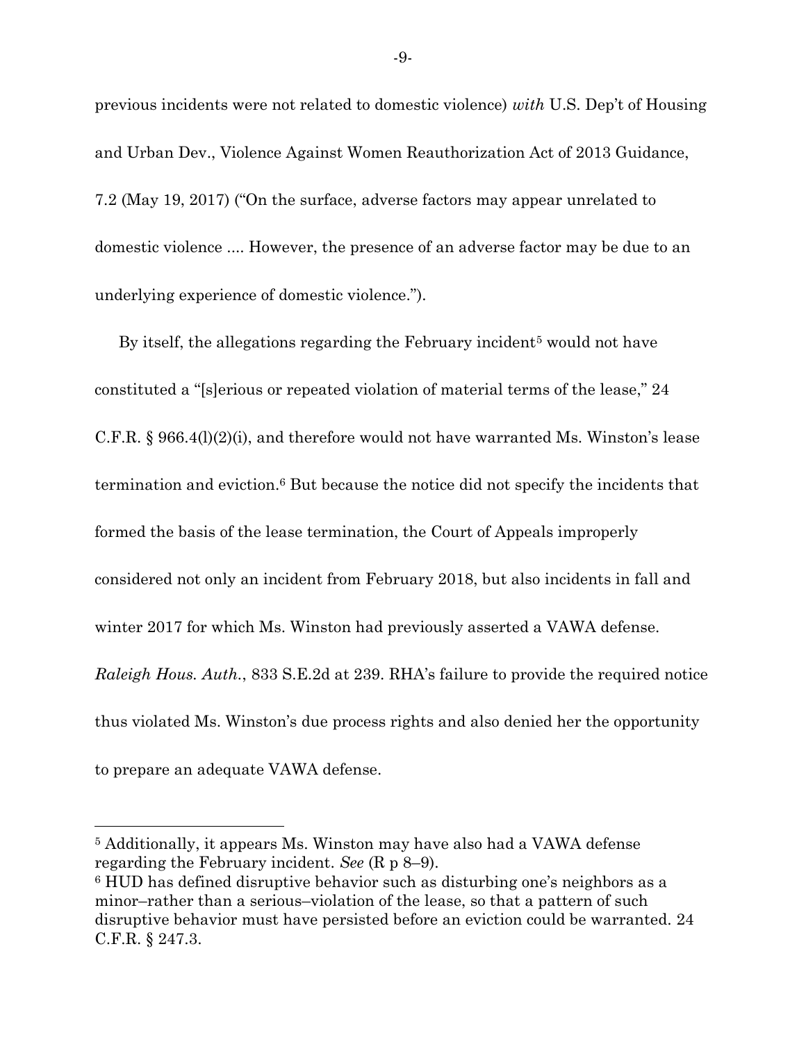previous incidents were not related to domestic violence) *with* U.S. Dep't of Housing and Urban Dev., Violence Against Women Reauthorization Act of 2013 Guidance, 7.2 (May 19, 2017) ("On the surface, adverse factors may appear unrelated to domestic violence .... However, the presence of an adverse factor may be due to an underlying experience of domestic violence.").

By itself, the allegations regarding the February incident[5] would not have constituted a "[s]erious or repeated violation of material terms of the lease," 24 C.F.R. § 966.4(l)(2)(i), and therefore would not have warranted Ms. Winston's lease termination and eviction.[6] But because the notice did not specify the incidents that formed the basis of the lease termination, the Court of Appeals improperly considered not only an incident from February 2018, but also incidents in fall and winter 2017 for which Ms. Winston had previously asserted a VAWA defense. *Raleigh Hous. Auth.*, 833 S.E.2d at 239. RHA's failure to provide the required notice thus violated Ms. Winston's due process rights and also denied her the opportunity to prepare an adequate VAWA defense.

---

[5] Additionally, it appears Ms. Winston may have also had a VAWA defense regarding the February incident. *See* (R p 8–9).

[6] HUD has defined disruptive behavior such as disturbing one's neighbors as a minor–rather than a serious–violation of the lease, so that a pattern of such disruptive behavior must have persisted before an eviction could be warranted. 24 C.F.R. § 247.3.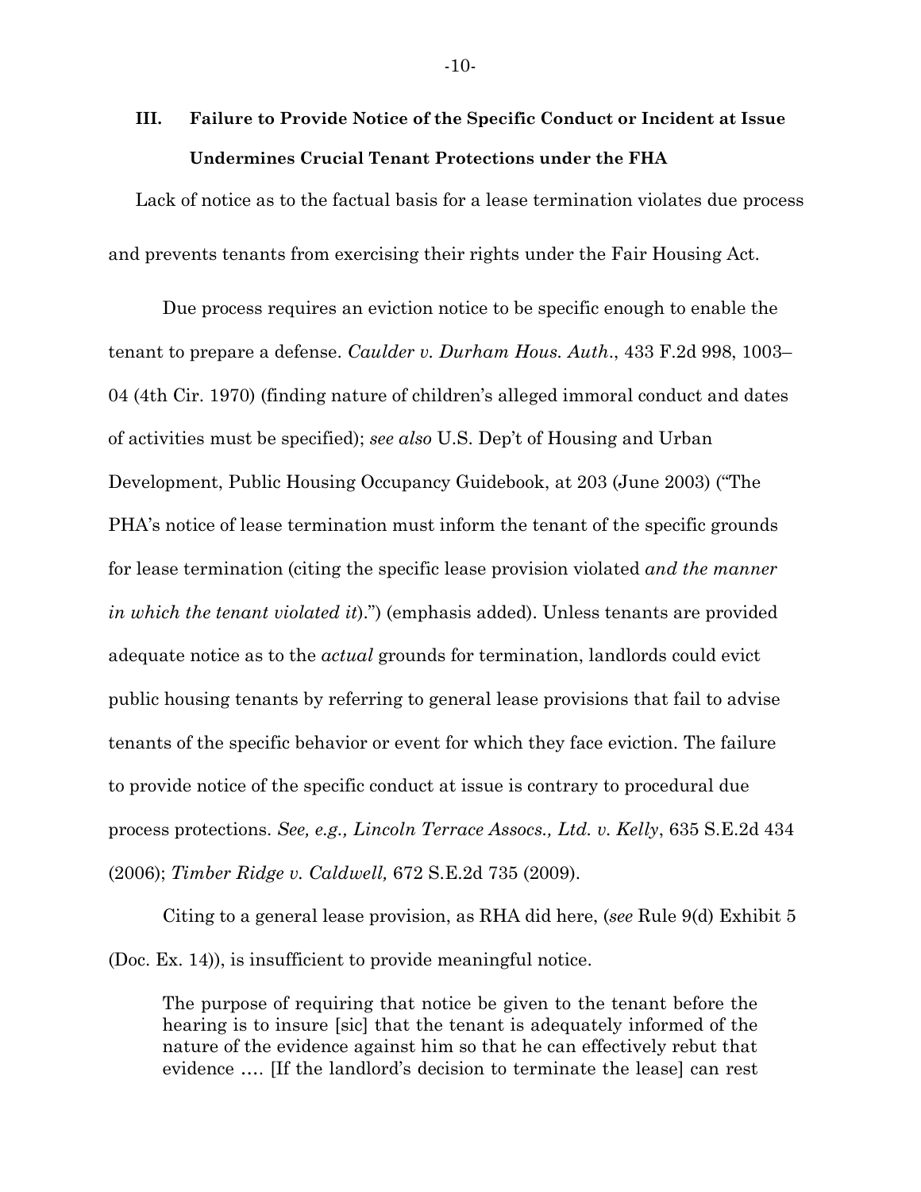## III. Failure to Provide Notice of the Specific Conduct or Incident at Issue Undermines Crucial Tenant Protections under the FHA

Lack of notice as to the factual basis for a lease termination violates due process and prevents tenants from exercising their rights under the Fair Housing Act.

Due process requires an eviction notice to be specific enough to enable the tenant to prepare a defense. *Caulder v. Durham Hous. Auth.*, 433 F.2d 998, 1003–04 (4th Cir. 1970) (finding nature of children's alleged immoral conduct and dates of activities must be specified); *see also* U.S. Dep't of Housing and Urban Development, Public Housing Occupancy Guidebook, at 203 (June 2003) ("The PHA's notice of lease termination must inform the tenant of the specific grounds for lease termination (citing the specific lease provision violated *and the manner in which the tenant violated it*).") (emphasis added). Unless tenants are provided adequate notice as to the *actual* grounds for termination, landlords could evict public housing tenants by referring to general lease provisions that fail to advise tenants of the specific behavior or event for which they face eviction. The failure to provide notice of the specific conduct at issue is contrary to procedural due process protections. *See, e.g., Lincoln Terrace Assocs., Ltd. v. Kelly*, 635 S.E.2d 434 (2006); *Timber Ridge v. Caldwell,* 672 S.E.2d 735 (2009).

Citing to a general lease provision, as RHA did here, (*see* Rule 9(d) Exhibit 5 (Doc. Ex. 14)), is insufficient to provide meaningful notice.

> The purpose of requiring that notice be given to the tenant before the hearing is to insure [sic] that the tenant is adequately informed of the nature of the evidence against him so that he can effectively rebut that evidence .... [If the landlord's decision to terminate the lease] can rest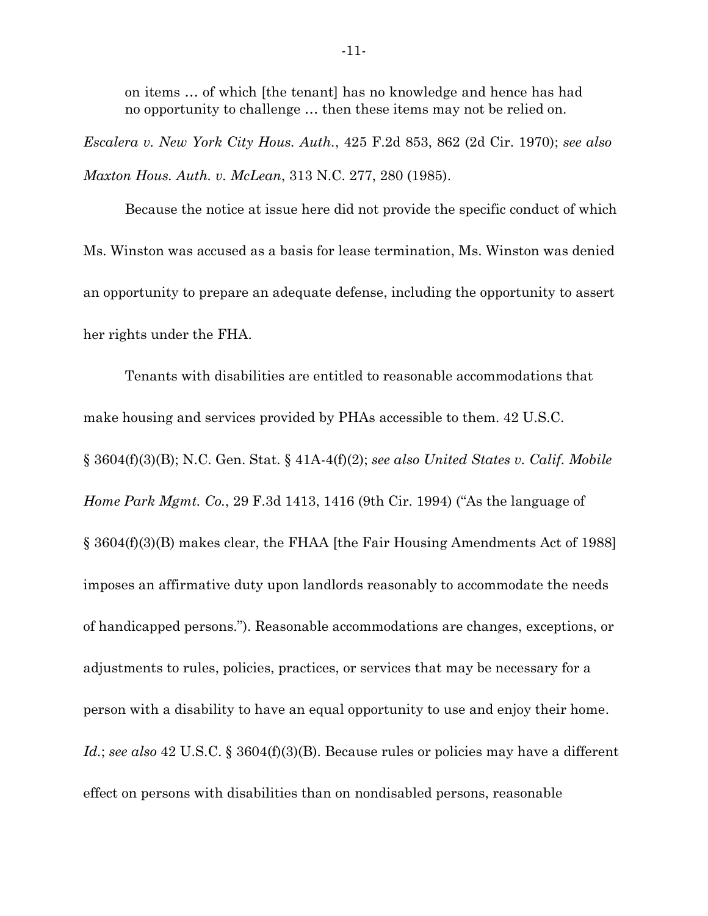> on items … of which [the tenant] has no knowledge and hence has had no opportunity to challenge … then these items may not be relied on.

*Escalera v. New York City Hous. Auth.*, 425 F.2d 853, 862 (2d Cir. 1970); *see also Maxton Hous. Auth. v. McLean*, 313 N.C. 277, 280 (1985).

Because the notice at issue here did not provide the specific conduct of which Ms. Winston was accused as a basis for lease termination, Ms. Winston was denied an opportunity to prepare an adequate defense, including the opportunity to assert her rights under the FHA.

Tenants with disabilities are entitled to reasonable accommodations that make housing and services provided by PHAs accessible to them. 42 U.S.C. § 3604(f)(3)(B); N.C. Gen. Stat. § 41A-4(f)(2); *see also United States v. Calif. Mobile Home Park Mgmt. Co.*, 29 F.3d 1413, 1416 (9th Cir. 1994) ("As the language of § 3604(f)(3)(B) makes clear, the FHAA [the Fair Housing Amendments Act of 1988] imposes an affirmative duty upon landlords reasonably to accommodate the needs of handicapped persons."). Reasonable accommodations are changes, exceptions, or adjustments to rules, policies, practices, or services that may be necessary for a person with a disability to have an equal opportunity to use and enjoy their home. *Id.*; *see also* 42 U.S.C. § 3604(f)(3)(B). Because rules or policies may have a different effect on persons with disabilities than on nondisabled persons, reasonable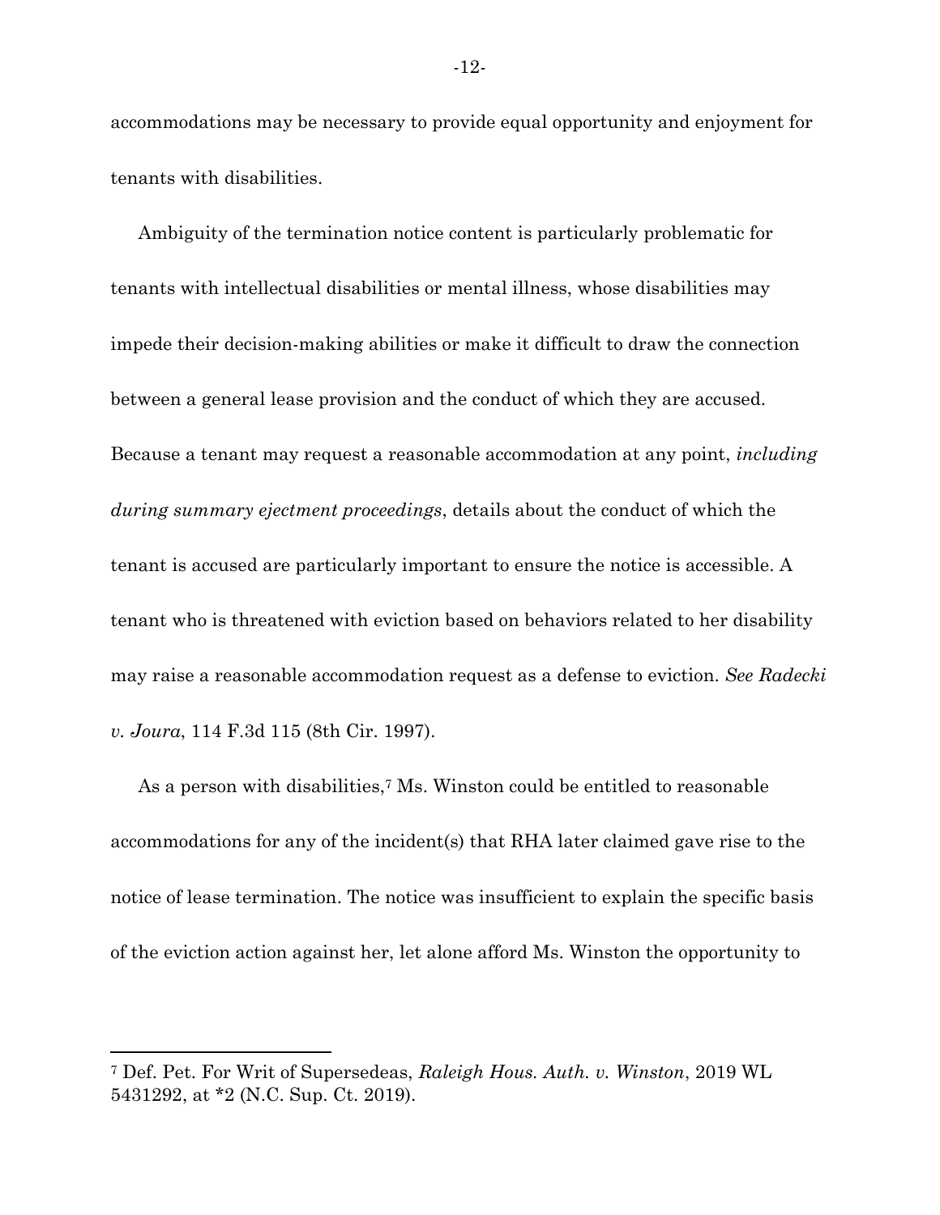accommodations may be necessary to provide equal opportunity and enjoyment for tenants with disabilities.

Ambiguity of the termination notice content is particularly problematic for tenants with intellectual disabilities or mental illness, whose disabilities may impede their decision-making abilities or make it difficult to draw the connection between a general lease provision and the conduct of which they are accused. Because a tenant may request a reasonable accommodation at any point, *including during summary ejectment proceedings*, details about the conduct of which the tenant is accused are particularly important to ensure the notice is accessible. A tenant who is threatened with eviction based on behaviors related to her disability may raise a reasonable accommodation request as a defense to eviction. *See Radecki v. Joura*, 114 F.3d 115 (8th Cir. 1997).

As a person with disabilities,[7] Ms. Winston could be entitled to reasonable accommodations for any of the incident(s) that RHA later claimed gave rise to the notice of lease termination. The notice was insufficient to explain the specific basis of the eviction action against her, let alone afford Ms. Winston the opportunity to

---

[7] Def. Pet. For Writ of Supersedeas, *Raleigh Hous. Auth. v. Winston*, 2019 WL 5431292, at *2 (N.C. Sup. Ct. 2019).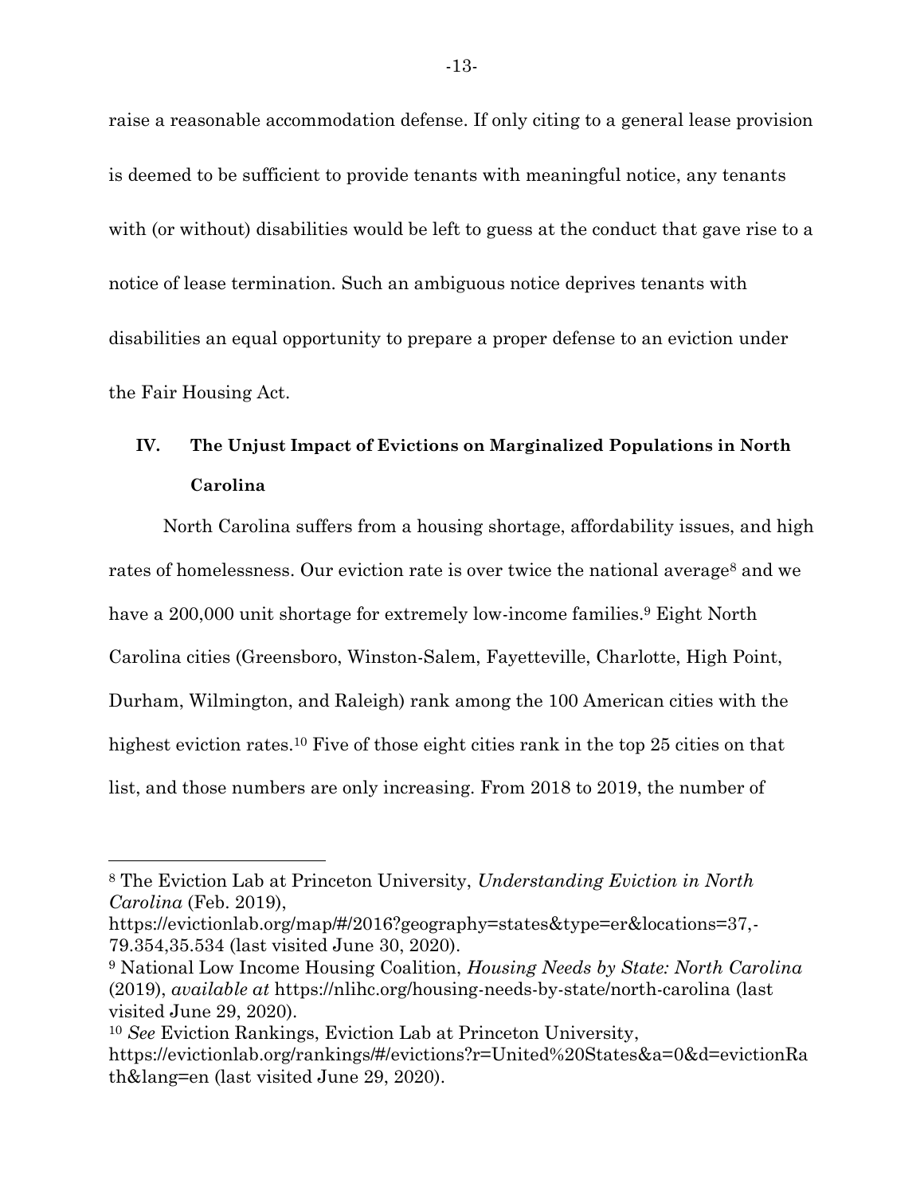raise a reasonable accommodation defense. If only citing to a general lease provision is deemed to be sufficient to provide tenants with meaningful notice, any tenants with (or without) disabilities would be left to guess at the conduct that gave rise to a notice of lease termination. Such an ambiguous notice deprives tenants with disabilities an equal opportunity to prepare a proper defense to an eviction under the Fair Housing Act.

## IV. The Unjust Impact of Evictions on Marginalized Populations in North Carolina

North Carolina suffers from a housing shortage, affordability issues, and high rates of homelessness. Our eviction rate is over twice the national average[8] and we have a 200,000 unit shortage for extremely low-income families.[9] Eight North Carolina cities (Greensboro, Winston-Salem, Fayetteville, Charlotte, High Point, Durham, Wilmington, and Raleigh) rank among the 100 American cities with the highest eviction rates.[10] Five of those eight cities rank in the top 25 cities on that list, and those numbers are only increasing. From 2018 to 2019, the number of

---

[8] The Eviction Lab at Princeton University, *Understanding Eviction in North Carolina* (Feb. 2019), https://evictionlab.org/map/#/2016?geography=states&type=er&locations=37,-79.354,35.534 (last visited June 30, 2020).

[9] National Low Income Housing Coalition, *Housing Needs by State: North Carolina* (2019), *available at* https://nlihc.org/housing-needs-by-state/north-carolina (last visited June 29, 2020).

[10] *See* Eviction Rankings, Eviction Lab at Princeton University, https://evictionlab.org/rankings/#/evictions?r=United%20States&a=0&d=evictionRath&lang=en (last visited June 29, 2020).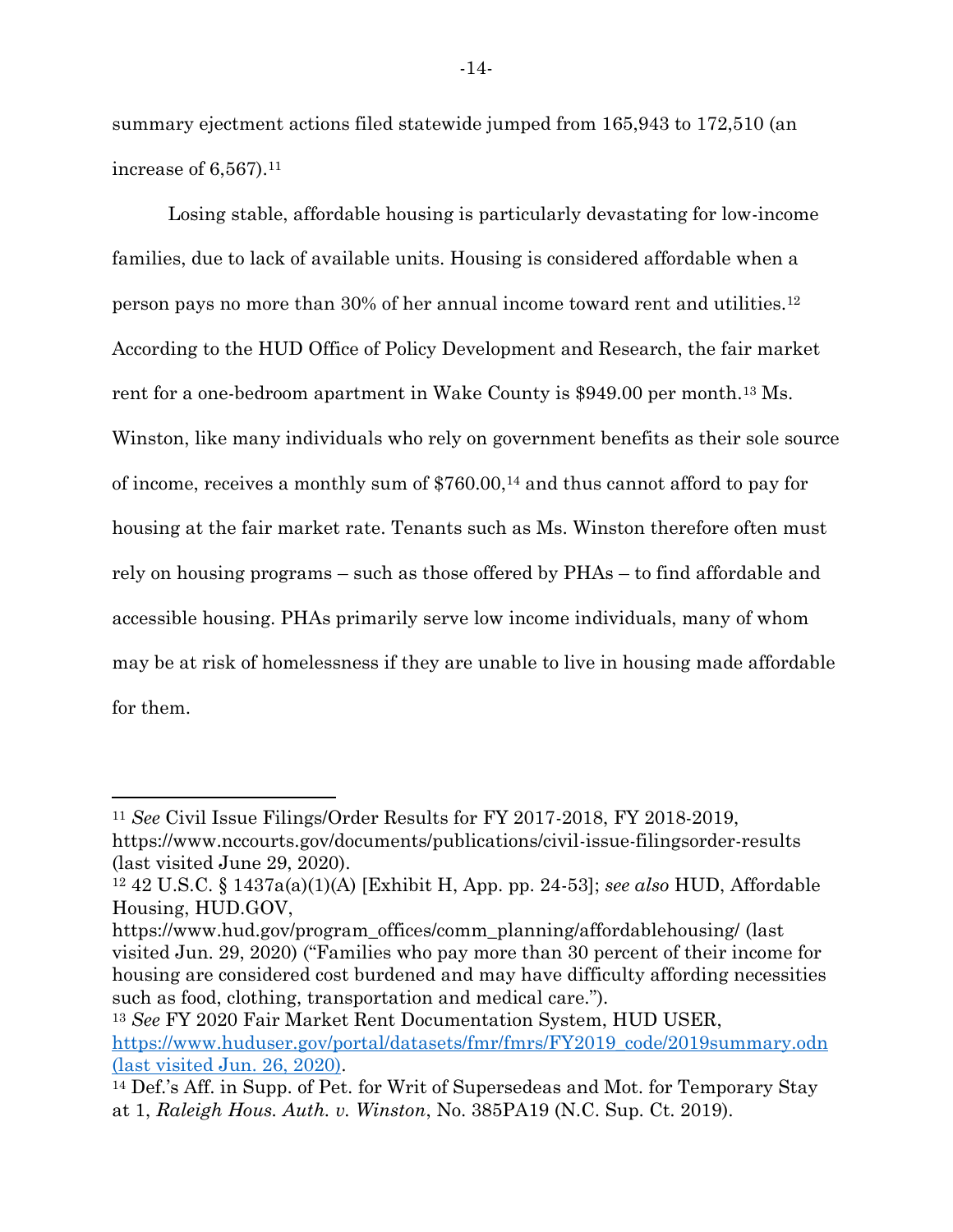summary ejectment actions filed statewide jumped from 165,943 to 172,510 (an increase of 6,567).[11]

Losing stable, affordable housing is particularly devastating for low-income families, due to lack of available units. Housing is considered affordable when a person pays no more than 30% of her annual income toward rent and utilities.[12] According to the HUD Office of Policy Development and Research, the fair market rent for a one-bedroom apartment in Wake County is $949.00 per month.[13] Ms. Winston, like many individuals who rely on government benefits as their sole source of income, receives a monthly sum of $760.00,[14] and thus cannot afford to pay for housing at the fair market rate. Tenants such as Ms. Winston therefore often must rely on housing programs – such as those offered by PHAs – to find affordable and accessible housing. PHAs primarily serve low income individuals, many of whom may be at risk of homelessness if they are unable to live in housing made affordable for them.

---

[11] *See* Civil Issue Filings/Order Results for FY 2017-2018, FY 2018-2019, https://www.nccourts.gov/documents/publications/civil-issue-filingsorder-results (last visited June 29, 2020).

[12] 42 U.S.C. § 1437a(a)(1)(A) [Exhibit H, App. pp. 24-53]; *see also* HUD, Affordable Housing, HUD.GOV, https://www.hud.gov/program_offices/comm_planning/affordablehousing/ (last visited Jun. 29, 2020) ("Families who pay more than 30 percent of their income for housing are considered cost burdened and may have difficulty affording necessities such as food, clothing, transportation and medical care.").

[13] *See* FY 2020 Fair Market Rent Documentation System, HUD USER, https://www.huduser.gov/portal/datasets/fmr/fmrs/FY2019_code/2019summary.odn (last visited Jun. 26, 2020).

[14] Def.'s Aff. in Supp. of Pet. for Writ of Supersedeas and Mot. for Temporary Stay at 1, *Raleigh Hous. Auth. v. Winston*, No. 385PA19 (N.C. Sup. Ct. 2019).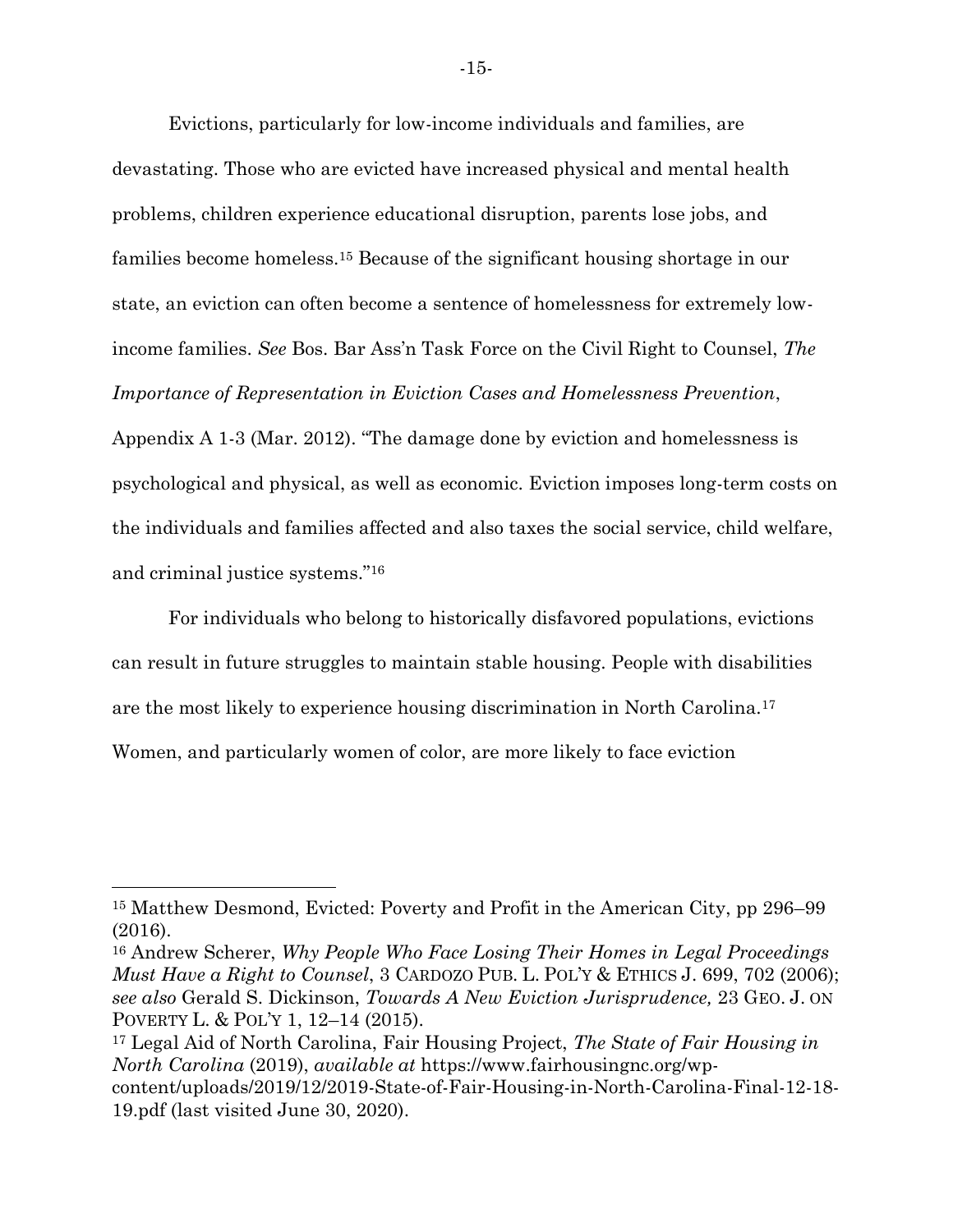Evictions, particularly for low-income individuals and families, are devastating. Those who are evicted have increased physical and mental health problems, children experience educational disruption, parents lose jobs, and families become homeless.[15] Because of the significant housing shortage in our state, an eviction can often become a sentence of homelessness for extremely low-income families. *See* Bos. Bar Ass'n Task Force on the Civil Right to Counsel, *The Importance of Representation in Eviction Cases and Homelessness Prevention*, Appendix A 1-3 (Mar. 2012). "The damage done by eviction and homelessness is psychological and physical, as well as economic. Eviction imposes long-term costs on the individuals and families affected and also taxes the social service, child welfare, and criminal justice systems."[16]

For individuals who belong to historically disfavored populations, evictions can result in future struggles to maintain stable housing. People with disabilities are the most likely to experience housing discrimination in North Carolina.[17] Women, and particularly women of color, are more likely to face eviction

---

[15] Matthew Desmond, Evicted: Poverty and Profit in the American City, pp 296–99 (2016).

[16] Andrew Scherer, *Why People Who Face Losing Their Homes in Legal Proceedings Must Have a Right to Counsel*, 3 CARDOZO PUB. L. POL'Y & ETHICS J. 699, 702 (2006); *see also* Gerald S. Dickinson, *Towards A New Eviction Jurisprudence,* 23 GEO. J. ON POVERTY L. & POL'Y 1, 12–14 (2015).

[17] Legal Aid of North Carolina, Fair Housing Project, *The State of Fair Housing in North Carolina* (2019), *available at* https://www.fairhousingnc.org/wp-content/uploads/2019/12/2019-State-of-Fair-Housing-in-North-Carolina-Final-12-18-19.pdf (last visited June 30, 2020).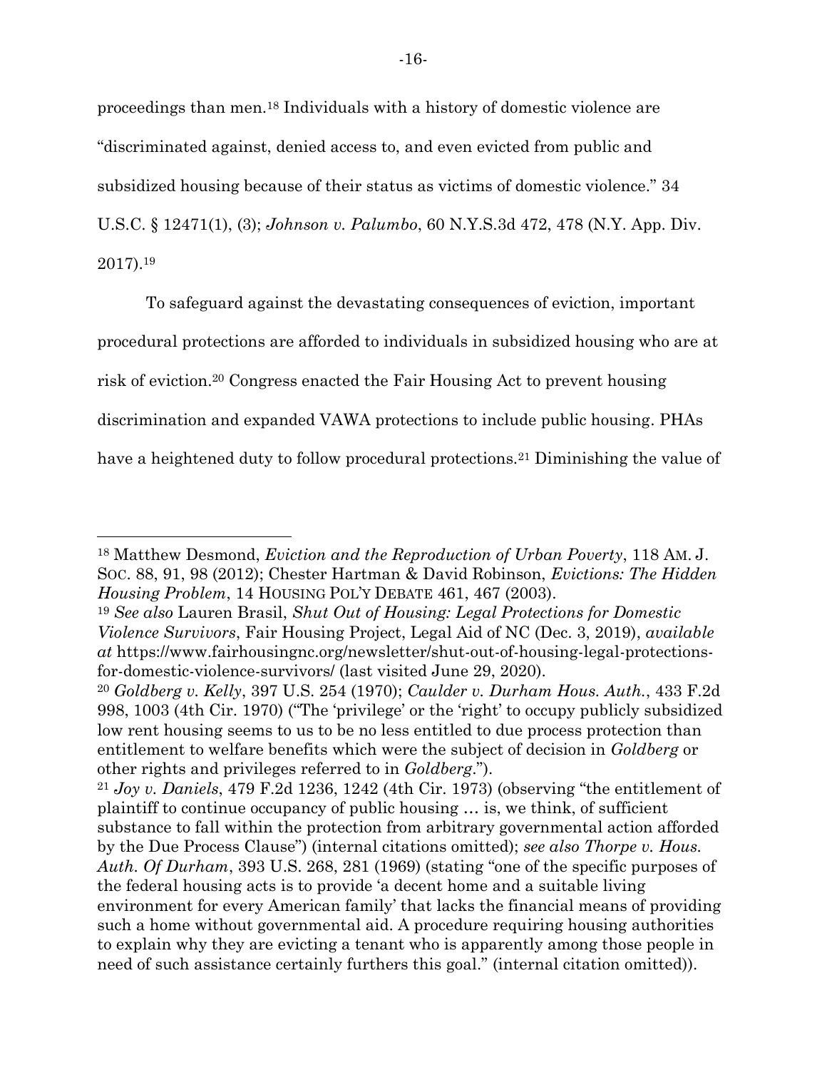proceedings than men.[18] Individuals with a history of domestic violence are "discriminated against, denied access to, and even evicted from public and subsidized housing because of their status as victims of domestic violence." 34 U.S.C. § 12471(1), (3); *Johnson v. Palumbo*, 60 N.Y.S.3d 472, 478 (N.Y. App. Div. 2017).[19]

To safeguard against the devastating consequences of eviction, important procedural protections are afforded to individuals in subsidized housing who are at risk of eviction.[20] Congress enacted the Fair Housing Act to prevent housing discrimination and expanded VAWA protections to include public housing. PHAs have a heightened duty to follow procedural protections.[21] Diminishing the value of

---

[18] Matthew Desmond, *Eviction and the Reproduction of Urban Poverty*, 118 AM. J. SOC. 88, 91, 98 (2012); Chester Hartman & David Robinson, *Evictions: The Hidden Housing Problem*, 14 HOUSING POL'Y DEBATE 461, 467 (2003).

[19] *See also* Lauren Brasil, *Shut Out of Housing: Legal Protections for Domestic Violence Survivors*, Fair Housing Project, Legal Aid of NC (Dec. 3, 2019), *available at* https://www.fairhousingnc.org/newsletter/shut-out-of-housing-legal-protections-for-domestic-violence-survivors/ (last visited June 29, 2020).

[20] *Goldberg v. Kelly*, 397 U.S. 254 (1970); *Caulder v. Durham Hous. Auth.*, 433 F.2d 998, 1003 (4th Cir. 1970) ("The 'privilege' or the 'right' to occupy publicly subsidized low rent housing seems to us to be no less entitled to due process protection than entitlement to welfare benefits which were the subject of decision in *Goldberg* or other rights and privileges referred to in *Goldberg*.").

[21] *Joy v. Daniels*, 479 F.2d 1236, 1242 (4th Cir. 1973) (observing "the entitlement of plaintiff to continue occupancy of public housing … is, we think, of sufficient substance to fall within the protection from arbitrary governmental action afforded by the Due Process Clause") (internal citations omitted); *see also Thorpe v. Hous. Auth. Of Durham*, 393 U.S. 268, 281 (1969) (stating "one of the specific purposes of the federal housing acts is to provide 'a decent home and a suitable living environment for every American family' that lacks the financial means of providing such a home without governmental aid. A procedure requiring housing authorities to explain why they are evicting a tenant who is apparently among those people in need of such assistance certainly furthers this goal." (internal citation omitted)).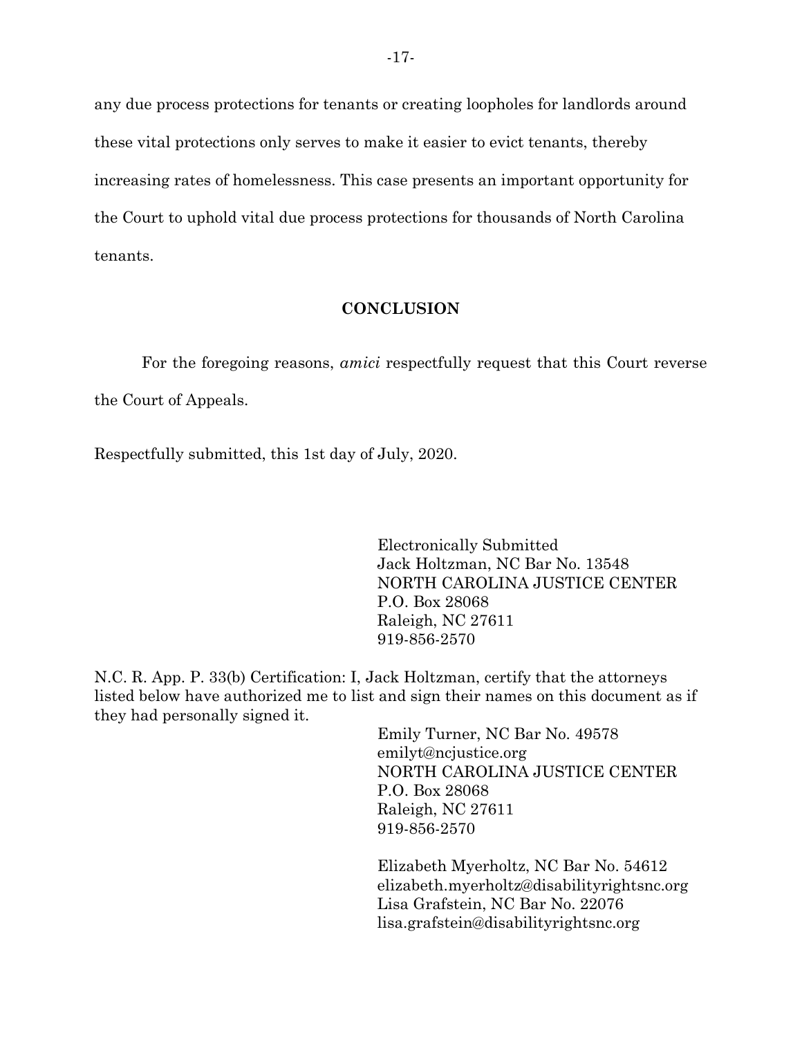any due process protections for tenants or creating loopholes for landlords around these vital protections only serves to make it easier to evict tenants, thereby increasing rates of homelessness. This case presents an important opportunity for the Court to uphold vital due process protections for thousands of North Carolina tenants.

## CONCLUSION

For the foregoing reasons, *amici* respectfully request that this Court reverse the Court of Appeals.

Respectfully submitted, this 1st day of July, 2020.

Electronically Submitted
Jack Holtzman, NC Bar No. 13548
NORTH CAROLINA JUSTICE CENTER
P.O. Box 28068
Raleigh, NC 27611
919-856-2570

N.C. R. App. P. 33(b) Certification: I, Jack Holtzman, certify that the attorneys listed below have authorized me to list and sign their names on this document as if they had personally signed it.

Emily Turner, NC Bar No. 49578
emilyt@ncjustice.org
NORTH CAROLINA JUSTICE CENTER
P.O. Box 28068
Raleigh, NC 27611
919-856-2570

Elizabeth Myerholtz, NC Bar No. 54612
elizabeth.myerholtz@disabilityrightsnc.org
Lisa Grafstein, NC Bar No. 22076
lisa.grafstein@disabilityrightsnc.org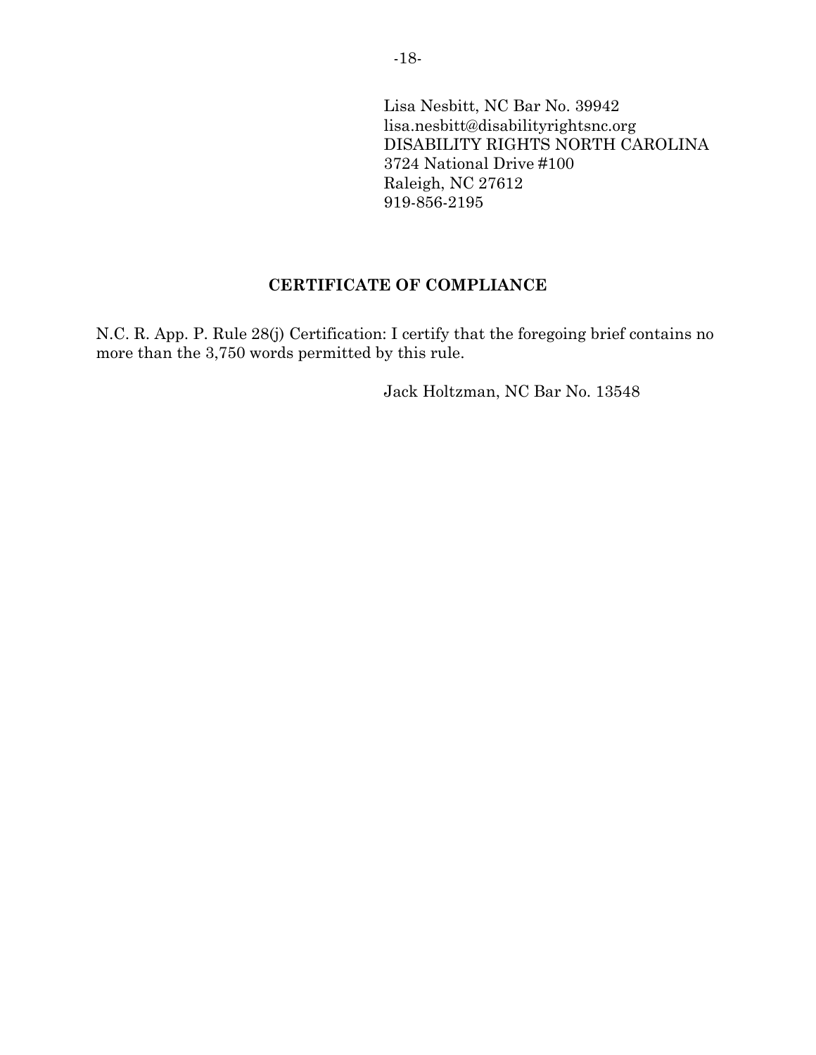Lisa Nesbitt, NC Bar No. 39942
lisa.nesbitt@disabilityrightsnc.org
DISABILITY RIGHTS NORTH CAROLINA
3724 National Drive #100
Raleigh, NC 27612
919-856-2195

## CERTIFICATE OF COMPLIANCE

N.C. R. App. P. Rule 28(j) Certification: I certify that the foregoing brief contains no more than the 3,750 words permitted by this rule.

Jack Holtzman, NC Bar No. 13548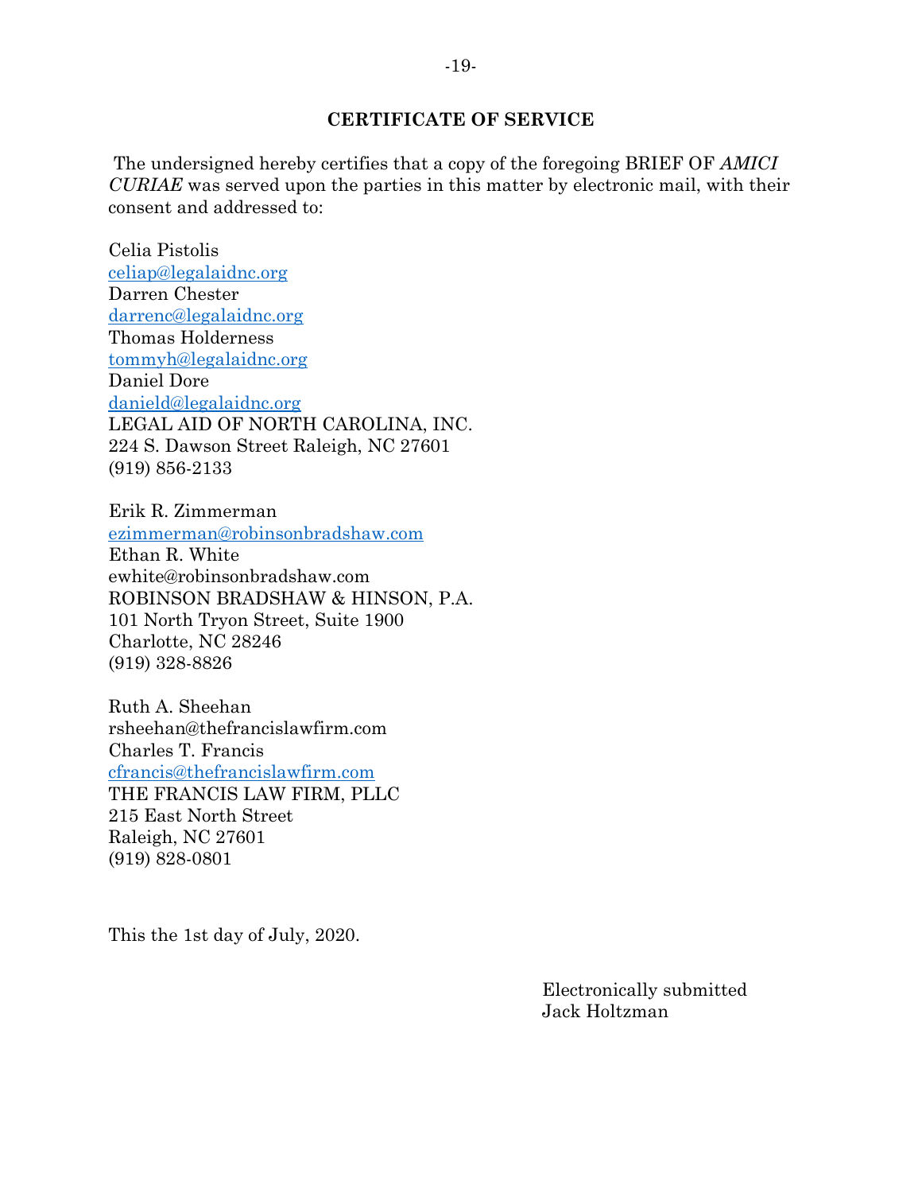## CERTIFICATE OF SERVICE

The undersigned hereby certifies that a copy of the foregoing BRIEF OF *AMICI CURIAE* was served upon the parties in this matter by electronic mail, with their consent and addressed to:

Celia Pistolis
celiap@legalaidnc.org
Darren Chester
darrenc@legalaidnc.org
Thomas Holderness
tommyh@legalaidnc.org
Daniel Dore
danield@legalaidnc.org
LEGAL AID OF NORTH CAROLINA, INC.
224 S. Dawson Street Raleigh, NC 27601
(919) 856-2133

Erik R. Zimmerman
ezimmerman@robinsonbradshaw.com
Ethan R. White
ewhite@robinsonbradshaw.com
ROBINSON BRADSHAW & HINSON, P.A.
101 North Tryon Street, Suite 1900
Charlotte, NC 28246
(919) 328-8826

Ruth A. Sheehan
rsheehan@thefrancislawfirm.com
Charles T. Francis
cfrancis@thefrancislawfirm.com
THE FRANCIS LAW FIRM, PLLC
215 East North Street
Raleigh, NC 27601
(919) 828-0801

This the 1st day of July, 2020.

Electronically submitted
Jack Holtzman